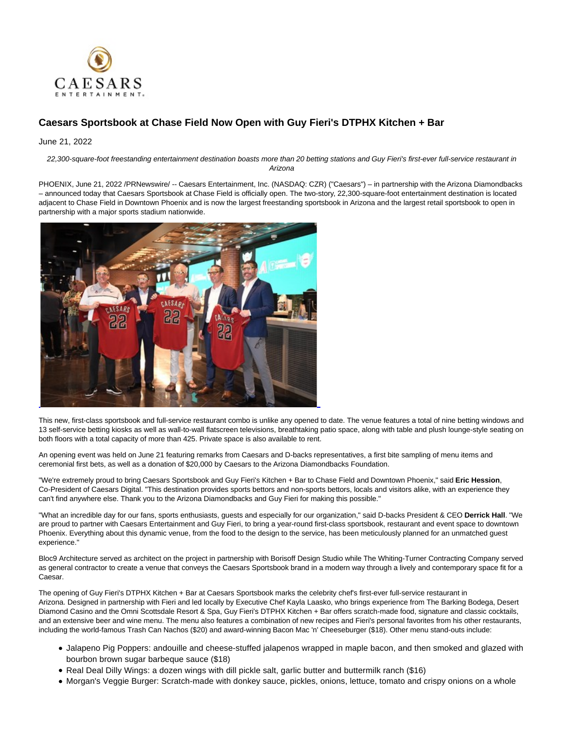# Caesars Sportsbook at Chase Field Now Open with Guy Fieri's DTPHX Kitchen + Bar

June 21, 2022

*22,300-square-foot freestanding entertainment destination boasts more than 20 betting stations and Guy Fieri's first-ever full-service restaurant in Arizona*

PHOENIX, June 21, 2022 /PRNewswire/ -- Caesars Entertainment, Inc. (NASDAQ: CZR) ("Caesars") – in partnership with the Arizona Diamondbacks – announced today that Caesars Sportsbook at Chase Field is officially open. The two-story, 22,300-square-foot entertainment destination is located adjacent to Chase Field in Downtown Phoenix and is now the largest freestanding sportsbook in Arizona and the largest retail sportsbook to open in partnership with a major sports stadium nationwide.

This new, first-class sportsbook and full-service restaurant combo is unlike any opened to date. The venue features a total of nine betting windows and 13 self-service betting kiosks as well as wall-to-wall flatscreen televisions, breathtaking patio space, along with table and plush lounge-style seating on both floors with a total capacity of more than 425. Private space is also available to rent.

An opening event was held on June 21 featuring remarks from Caesars and D-backs representatives, a first bite sampling of menu items and ceremonial first bets, as well as a donation of $20,000 by Caesars to the Arizona Diamondbacks Foundation.

"We're extremely proud to bring Caesars Sportsbook and Guy Fieri's Kitchen + Bar to Chase Field and Downtown Phoenix," said **Eric Hession**, Co-President of Caesars Digital. "This destination provides sports bettors and non-sports bettors, locals and visitors alike, with an experience they can't find anywhere else. Thank you to the Arizona Diamondbacks and Guy Fieri for making this possible."

"What an incredible day for our fans, sports enthusiasts, guests and especially for our organization," said D-backs President & CEO **Derrick Hall**. "We are proud to partner with Caesars Entertainment and Guy Fieri, to bring a year-round first-class sportsbook, restaurant and event space to downtown Phoenix. Everything about this dynamic venue, from the food to the design to the service, has been meticulously planned for an unmatched guest experience."

Bloc9 Architecture served as architect on the project in partnership with Borisoff Design Studio while The Whiting-Turner Contracting Company served as general contractor to create a venue that conveys the Caesars Sportsbook brand in a modern way through a lively and contemporary space fit for a Caesar.

The opening of Guy Fieri's DTPHX Kitchen + Bar at Caesars Sportsbook marks the celebrity chef's first-ever full-service restaurant in Arizona. Designed in partnership with Fieri and led locally by Executive Chef Kayla Laasko, who brings experience from The Barking Bodega, Desert Diamond Casino and the Omni Scottsdale Resort & Spa, Guy Fieri's DTPHX Kitchen + Bar offers scratch-made food, signature and classic cocktails, and an extensive beer and wine menu. The menu also features a combination of new recipes and Fieri's personal favorites from his other restaurants, including the world-famous Trash Can Nachos ($20) and award-winning Bacon Mac 'n' Cheeseburger ($18). Other menu stand-outs include:

- Jalapeno Pig Poppers: andouille and cheese-stuffed jalapenos wrapped in maple bacon, and then smoked and glazed with bourbon brown sugar barbeque sauce ($18)
- Real Deal Dilly Wings: a dozen wings with dill pickle salt, garlic butter and buttermilk ranch ($16)
- Morgan's Veggie Burger: Scratch-made with donkey sauce, pickles, onions, lettuce, tomato and crispy onions on a whole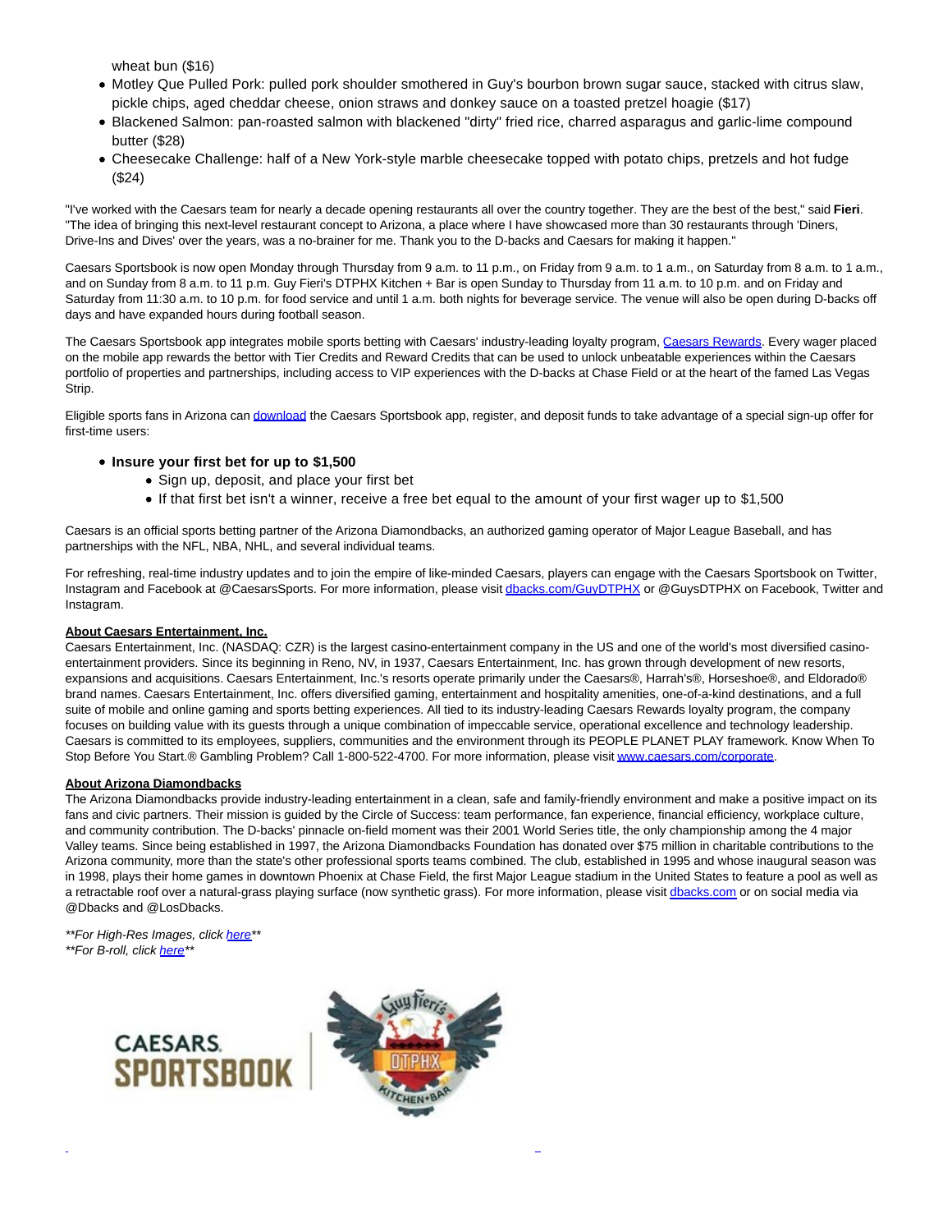wheat bun ($16)

- Motley Que Pulled Pork: pulled pork shoulder smothered in Guy's bourbon brown sugar sauce, stacked with citrus slaw, pickle chips, aged cheddar cheese, onion straws and donkey sauce on a toasted pretzel hoagie ($17)
- Blackened Salmon: pan-roasted salmon with blackened "dirty" fried rice, charred asparagus and garlic-lime compound butter ($28)
- Cheesecake Challenge: half of a New York-style marble cheesecake topped with potato chips, pretzels and hot fudge ($24)

"I've worked with the Caesars team for nearly a decade opening restaurants all over the country together. They are the best of the best," said **Fieri**. "The idea of bringing this next-level restaurant concept to Arizona, a place where I have showcased more than 30 restaurants through 'Diners, Drive-Ins and Dives' over the years, was a no-brainer for me. Thank you to the D-backs and Caesars for making it happen."

Caesars Sportsbook is now open Monday through Thursday from 9 a.m. to 11 p.m., on Friday from 9 a.m. to 1 a.m., on Saturday from 8 a.m. to 1 a.m., and on Sunday from 8 a.m. to 11 p.m. Guy Fieri's DTPHX Kitchen + Bar is open Sunday to Thursday from 11 a.m. to 10 p.m. and on Friday and Saturday from 11:30 a.m. to 10 p.m. for food service and until 1 a.m. both nights for beverage service. The venue will also be open during D-backs off days and have expanded hours during football season.

The Caesars Sportsbook app integrates mobile sports betting with Caesars' industry-leading loyalty program, Caesars Rewards. Every wager placed on the mobile app rewards the bettor with Tier Credits and Reward Credits that can be used to unlock unbeatable experiences within the Caesars portfolio of properties and partnerships, including access to VIP experiences with the D-backs at Chase Field or at the heart of the famed Las Vegas Strip.

Eligible sports fans in Arizona can download the Caesars Sportsbook app, register, and deposit funds to take advantage of a special sign-up offer for first-time users:

- **Insure your first bet for up to $1,500**
  - Sign up, deposit, and place your first bet
  - If that first bet isn't a winner, receive a free bet equal to the amount of your first wager up to $1,500

Caesars is an official sports betting partner of the Arizona Diamondbacks, an authorized gaming operator of Major League Baseball, and has partnerships with the NFL, NBA, NHL, and several individual teams.

For refreshing, real-time industry updates and to join the empire of like-minded Caesars, players can engage with the Caesars Sportsbook on Twitter, Instagram and Facebook at @CaesarsSports. For more information, please visit dbacks.com/GuyDTPHX or @GuysDTPHX on Facebook, Twitter and Instagram.

**About Caesars Entertainment, Inc.**

Caesars Entertainment, Inc. (NASDAQ: CZR) is the largest casino-entertainment company in the US and one of the world's most diversified casino-entertainment providers. Since its beginning in Reno, NV, in 1937, Caesars Entertainment, Inc. has grown through development of new resorts, expansions and acquisitions. Caesars Entertainment, Inc.'s resorts operate primarily under the Caesars®, Harrah's®, Horseshoe®, and Eldorado® brand names. Caesars Entertainment, Inc. offers diversified gaming, entertainment and hospitality amenities, one-of-a-kind destinations, and a full suite of mobile and online gaming and sports betting experiences. All tied to its industry-leading Caesars Rewards loyalty program, the company focuses on building value with its guests through a unique combination of impeccable service, operational excellence and technology leadership. Caesars is committed to its employees, suppliers, communities and the environment through its PEOPLE PLANET PLAY framework. Know When To Stop Before You Start.® Gambling Problem? Call 1-800-522-4700. For more information, please visit www.caesars.com/corporate.

**About Arizona Diamondbacks**

The Arizona Diamondbacks provide industry-leading entertainment in a clean, safe and family-friendly environment and make a positive impact on its fans and civic partners. Their mission is guided by the Circle of Success: team performance, fan experience, financial efficiency, workplace culture, and community contribution. The D-backs' pinnacle on-field moment was their 2001 World Series title, the only championship among the 4 major Valley teams. Since being established in 1997, the Arizona Diamondbacks Foundation has donated over $75 million in charitable contributions to the Arizona community, more than the state's other professional sports teams combined. The club, established in 1995 and whose inaugural season was in 1998, plays their home games in downtown Phoenix at Chase Field, the first Major League stadium in the United States to feature a pool as well as a retractable roof over a natural-grass playing surface (now synthetic grass). For more information, please visit dbacks.com or on social media via @Dbacks and @LosDbacks.

*\*\*For High-Res Images, click here\*\**
*\*\*For B-roll, click here\*\**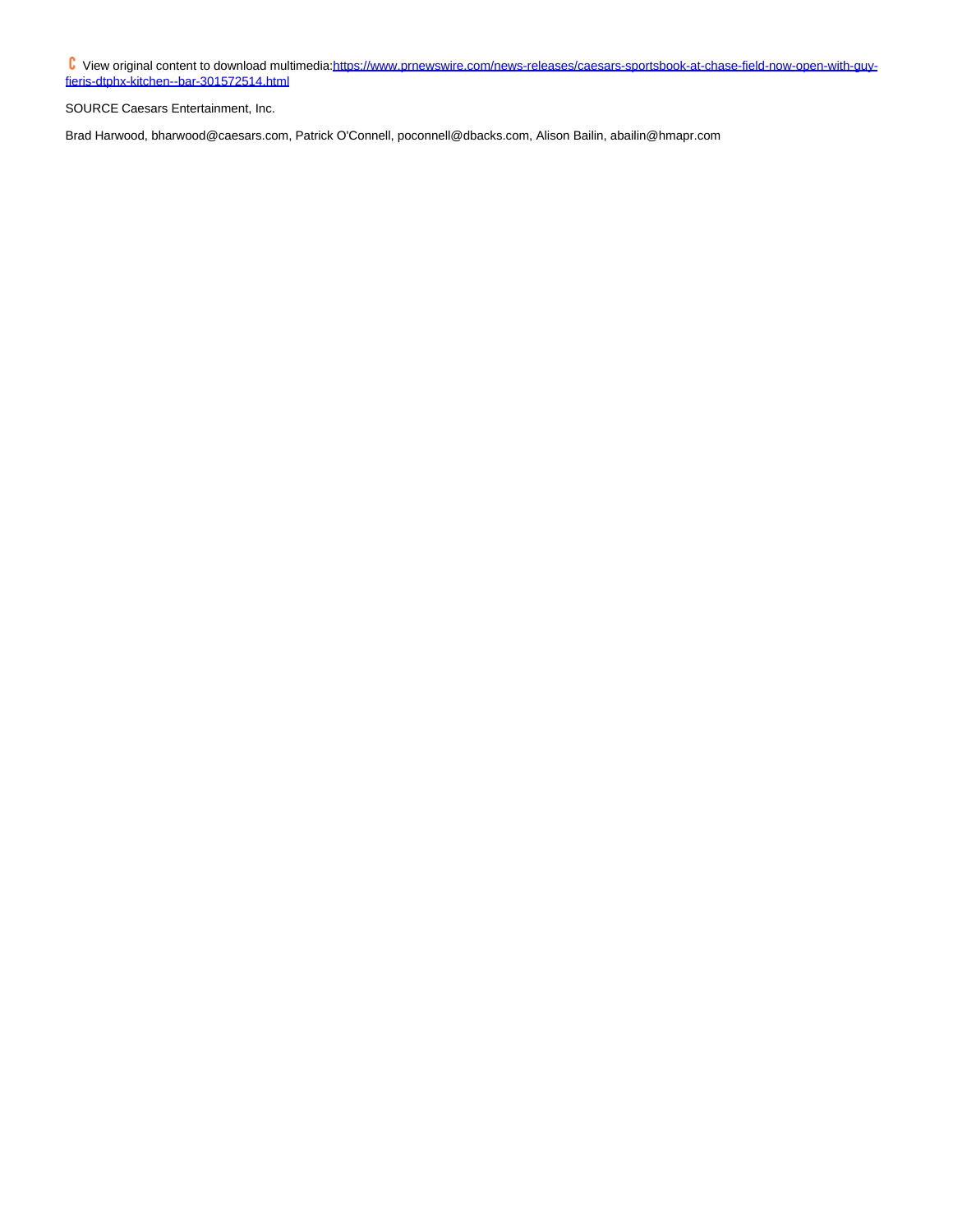View original content to download multimedia:[https://www.prnewswire.com/news-releases/caesars-sportsbook-at-chase-field-now-open-with-guy-fieris-dtphx-kitchen--bar-301572514.html](https://www.prnewswire.com/news-releases/caesars-sportsbook-at-chase-field-now-open-with-guy-fieris-dtphx-kitchen--bar-301572514.html)

SOURCE Caesars Entertainment, Inc.

Brad Harwood, bharwood@caesars.com, Patrick O'Connell, poconnell@dbacks.com, Alison Bailin, abailin@hmapr.com